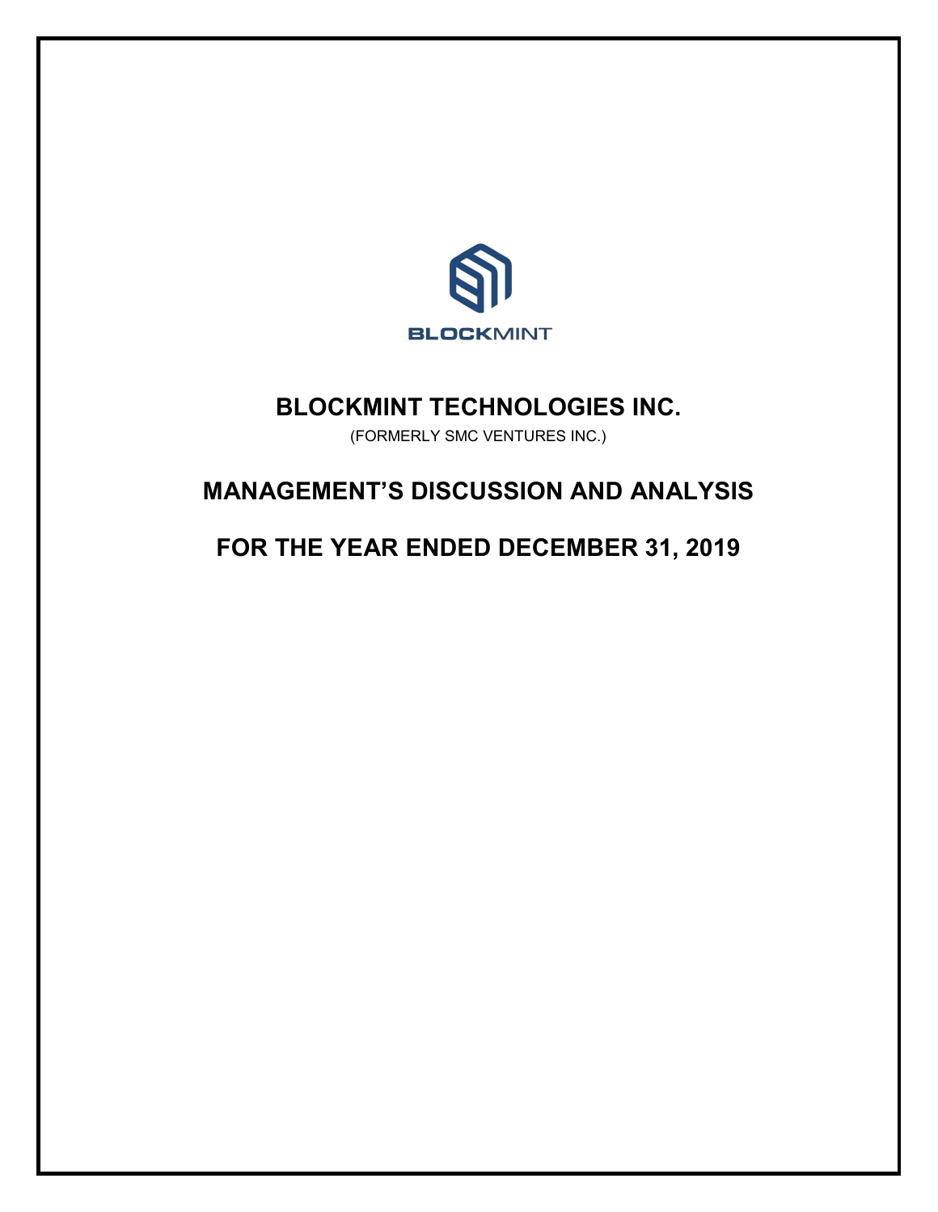# BLOCKMINT TECHNOLOGIES INC.

(FORMERLY SMC VENTURES INC.)

# MANAGEMENT'S DISCUSSION AND ANALYSIS

# FOR THE YEAR ENDED DECEMBER 31, 2019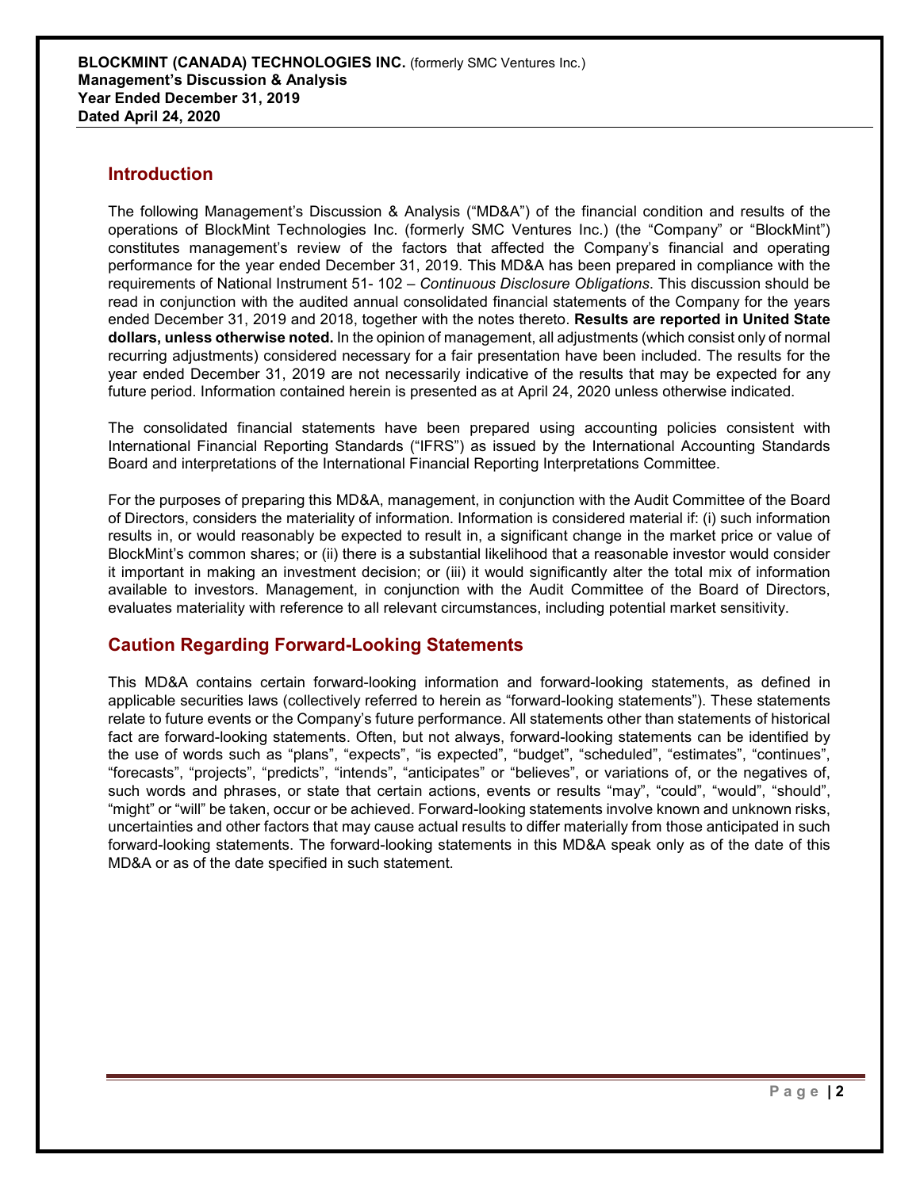## Introduction

The following Management's Discussion & Analysis ("MD&A") of the financial condition and results of the operations of BlockMint Technologies Inc. (formerly SMC Ventures Inc.) (the "Company" or "BlockMint") constitutes management's review of the factors that affected the Company's financial and operating performance for the year ended December 31, 2019. This MD&A has been prepared in compliance with the requirements of National Instrument 51- 102 – *Continuous Disclosure Obligations*. This discussion should be read in conjunction with the audited annual consolidated financial statements of the Company for the years ended December 31, 2019 and 2018, together with the notes thereto. **Results are reported in United State dollars, unless otherwise noted.** In the opinion of management, all adjustments (which consist only of normal recurring adjustments) considered necessary for a fair presentation have been included. The results for the year ended December 31, 2019 are not necessarily indicative of the results that may be expected for any future period. Information contained herein is presented as at April 24, 2020 unless otherwise indicated.

The consolidated financial statements have been prepared using accounting policies consistent with International Financial Reporting Standards ("IFRS") as issued by the International Accounting Standards Board and interpretations of the International Financial Reporting Interpretations Committee.

For the purposes of preparing this MD&A, management, in conjunction with the Audit Committee of the Board of Directors, considers the materiality of information. Information is considered material if: (i) such information results in, or would reasonably be expected to result in, a significant change in the market price or value of BlockMint's common shares; or (ii) there is a substantial likelihood that a reasonable investor would consider it important in making an investment decision; or (iii) it would significantly alter the total mix of information available to investors. Management, in conjunction with the Audit Committee of the Board of Directors, evaluates materiality with reference to all relevant circumstances, including potential market sensitivity.

## Caution Regarding Forward-Looking Statements

This MD&A contains certain forward-looking information and forward-looking statements, as defined in applicable securities laws (collectively referred to herein as "forward-looking statements"). These statements relate to future events or the Company's future performance. All statements other than statements of historical fact are forward-looking statements. Often, but not always, forward-looking statements can be identified by the use of words such as "plans", "expects", "is expected", "budget", "scheduled", "estimates", "continues", "forecasts", "projects", "predicts", "intends", "anticipates" or "believes", or variations of, or the negatives of, such words and phrases, or state that certain actions, events or results "may", "could", "would", "should", "might" or "will" be taken, occur or be achieved. Forward-looking statements involve known and unknown risks, uncertainties and other factors that may cause actual results to differ materially from those anticipated in such forward-looking statements. The forward-looking statements in this MD&A speak only as of the date of this MD&A or as of the date specified in such statement.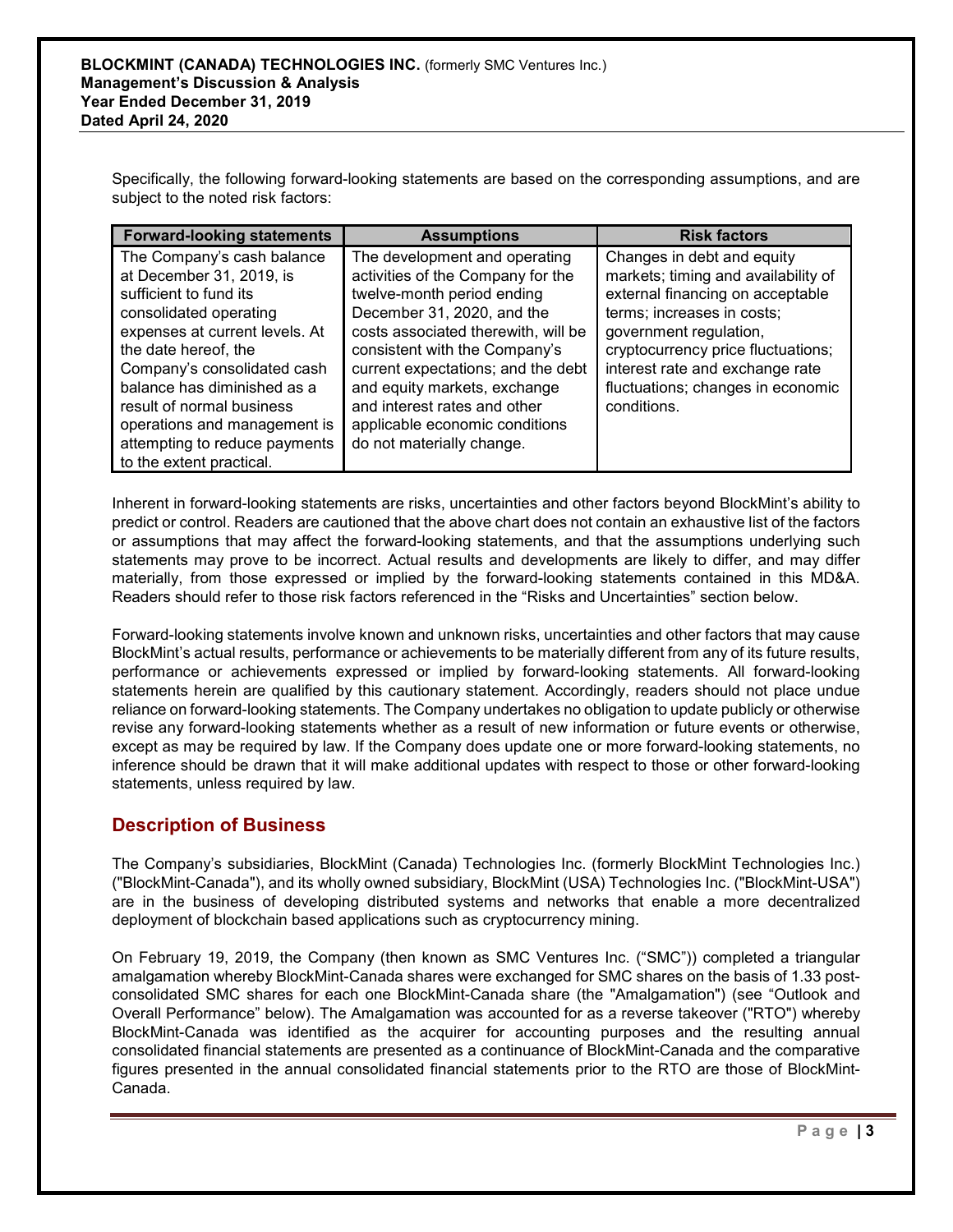Specifically, the following forward-looking statements are based on the corresponding assumptions, and are subject to the noted risk factors:

| Forward-looking statements | Assumptions | Risk factors |
| --- | --- | --- |
| The Company's cash balance at December 31, 2019, is sufficient to fund its consolidated operating expenses at current levels. At the date hereof, the Company's consolidated cash balance has diminished as a result of normal business operations and management is attempting to reduce payments to the extent practical. | The development and operating activities of the Company for the twelve-month period ending December 31, 2020, and the costs associated therewith, will be consistent with the Company's current expectations; and the debt and equity markets, exchange and interest rates and other applicable economic conditions do not materially change. | Changes in debt and equity markets; timing and availability of external financing on acceptable terms; increases in costs; government regulation, cryptocurrency price fluctuations; interest rate and exchange rate fluctuations; changes in economic conditions. |

Inherent in forward-looking statements are risks, uncertainties and other factors beyond BlockMint's ability to predict or control. Readers are cautioned that the above chart does not contain an exhaustive list of the factors or assumptions that may affect the forward-looking statements, and that the assumptions underlying such statements may prove to be incorrect. Actual results and developments are likely to differ, and may differ materially, from those expressed or implied by the forward-looking statements contained in this MD&A. Readers should refer to those risk factors referenced in the "Risks and Uncertainties" section below.

Forward-looking statements involve known and unknown risks, uncertainties and other factors that may cause BlockMint's actual results, performance or achievements to be materially different from any of its future results, performance or achievements expressed or implied by forward-looking statements. All forward-looking statements herein are qualified by this cautionary statement. Accordingly, readers should not place undue reliance on forward-looking statements. The Company undertakes no obligation to update publicly or otherwise revise any forward-looking statements whether as a result of new information or future events or otherwise, except as may be required by law. If the Company does update one or more forward-looking statements, no inference should be drawn that it will make additional updates with respect to those or other forward-looking statements, unless required by law.

## Description of Business

The Company's subsidiaries, BlockMint (Canada) Technologies Inc. (formerly BlockMint Technologies Inc.) ("BlockMint-Canada"), and its wholly owned subsidiary, BlockMint (USA) Technologies Inc. ("BlockMint-USA") are in the business of developing distributed systems and networks that enable a more decentralized deployment of blockchain based applications such as cryptocurrency mining.

On February 19, 2019, the Company (then known as SMC Ventures Inc. ("SMC")) completed a triangular amalgamation whereby BlockMint-Canada shares were exchanged for SMC shares on the basis of 1.33 post-consolidated SMC shares for each one BlockMint-Canada share (the "Amalgamation") (see "Outlook and Overall Performance" below). The Amalgamation was accounted for as a reverse takeover ("RTO") whereby BlockMint-Canada was identified as the acquirer for accounting purposes and the resulting annual consolidated financial statements are presented as a continuance of BlockMint-Canada and the comparative figures presented in the annual consolidated financial statements prior to the RTO are those of BlockMint-Canada.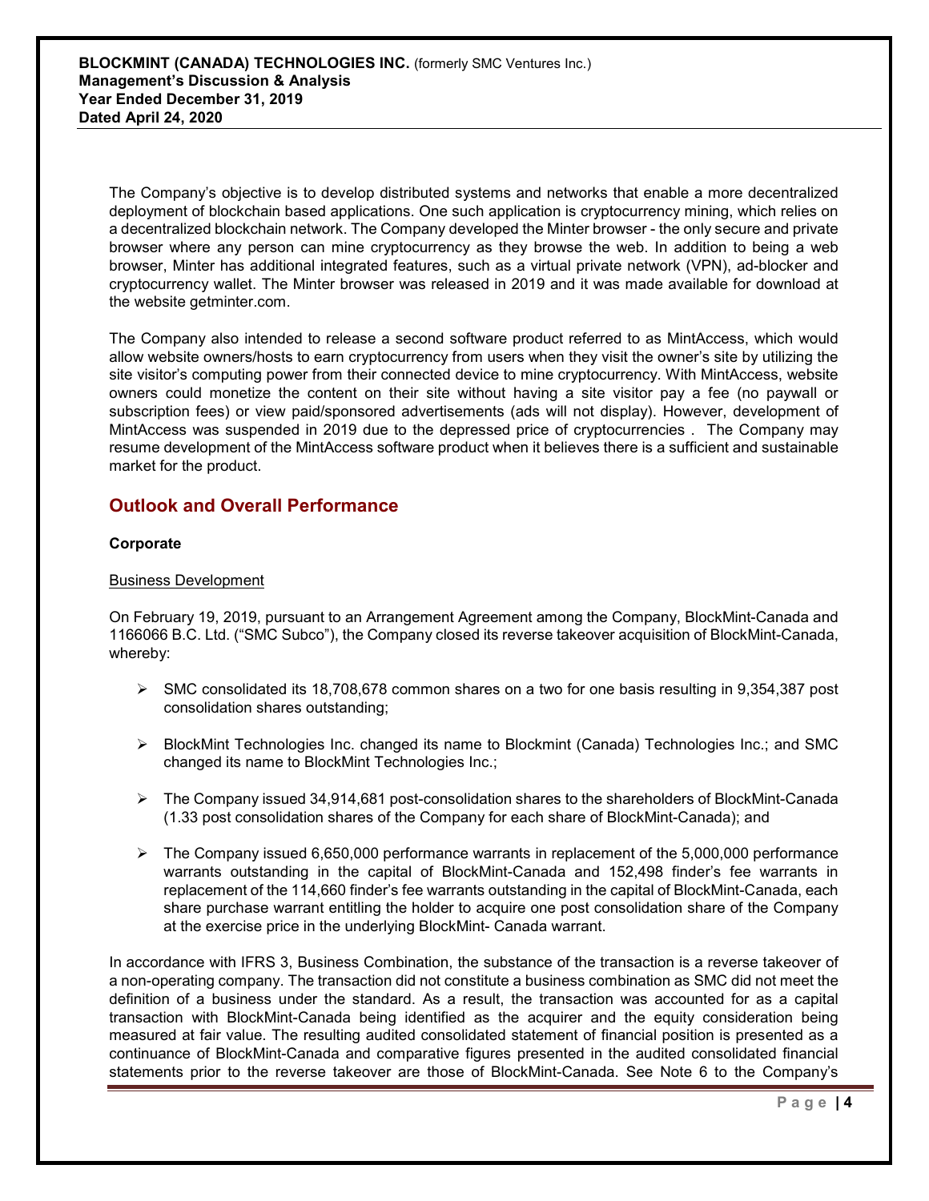The Company's objective is to develop distributed systems and networks that enable a more decentralized deployment of blockchain based applications. One such application is cryptocurrency mining, which relies on a decentralized blockchain network. The Company developed the Minter browser - the only secure and private browser where any person can mine cryptocurrency as they browse the web. In addition to being a web browser, Minter has additional integrated features, such as a virtual private network (VPN), ad-blocker and cryptocurrency wallet. The Minter browser was released in 2019 and it was made available for download at the website getminter.com.

The Company also intended to release a second software product referred to as MintAccess, which would allow website owners/hosts to earn cryptocurrency from users when they visit the owner's site by utilizing the site visitor's computing power from their connected device to mine cryptocurrency. With MintAccess, website owners could monetize the content on their site without having a site visitor pay a fee (no paywall or subscription fees) or view paid/sponsored advertisements (ads will not display). However, development of MintAccess was suspended in 2019 due to the depressed price of cryptocurrencies . The Company may resume development of the MintAccess software product when it believes there is a sufficient and sustainable market for the product.

## Outlook and Overall Performance

### Corporate

<u>Business Development</u>

On February 19, 2019, pursuant to an Arrangement Agreement among the Company, BlockMint-Canada and 1166066 B.C. Ltd. ("SMC Subco"), the Company closed its reverse takeover acquisition of BlockMint-Canada, whereby:

- SMC consolidated its 18,708,678 common shares on a two for one basis resulting in 9,354,387 post consolidation shares outstanding;
- BlockMint Technologies Inc. changed its name to Blockmint (Canada) Technologies Inc.; and SMC changed its name to BlockMint Technologies Inc.;
- The Company issued 34,914,681 post-consolidation shares to the shareholders of BlockMint-Canada (1.33 post consolidation shares of the Company for each share of BlockMint-Canada); and
- The Company issued 6,650,000 performance warrants in replacement of the 5,000,000 performance warrants outstanding in the capital of BlockMint-Canada and 152,498 finder's fee warrants in replacement of the 114,660 finder's fee warrants outstanding in the capital of BlockMint-Canada, each share purchase warrant entitling the holder to acquire one post consolidation share of the Company at the exercise price in the underlying BlockMint- Canada warrant.

In accordance with IFRS 3, Business Combination, the substance of the transaction is a reverse takeover of a non-operating company. The transaction did not constitute a business combination as SMC did not meet the definition of a business under the standard. As a result, the transaction was accounted for as a capital transaction with BlockMint-Canada being identified as the acquirer and the equity consideration being measured at fair value. The resulting audited consolidated statement of financial position is presented as a continuance of BlockMint-Canada and comparative figures presented in the audited consolidated financial statements prior to the reverse takeover are those of BlockMint-Canada. See Note 6 to the Company's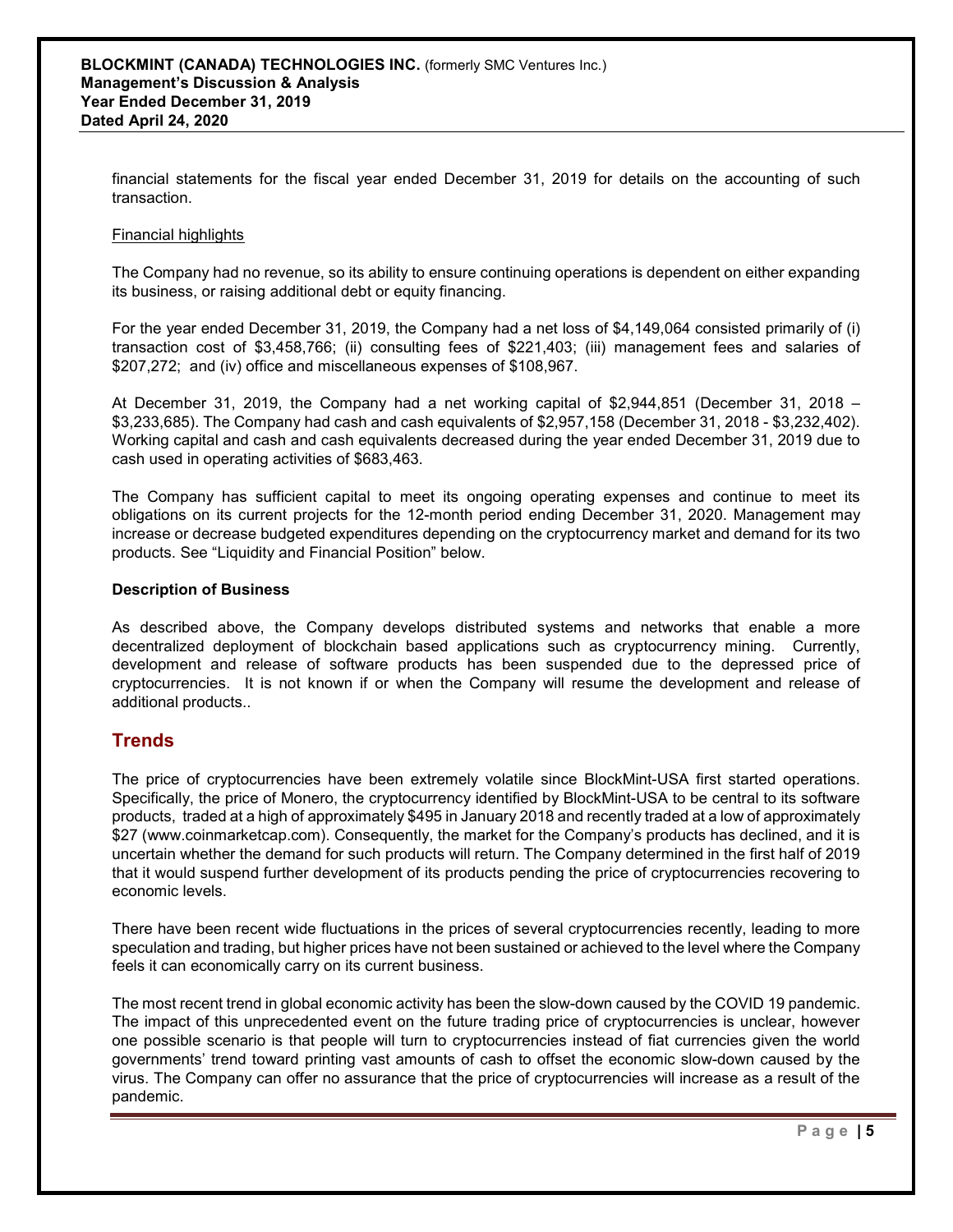financial statements for the fiscal year ended December 31, 2019 for details on the accounting of such transaction.

Financial highlights

The Company had no revenue, so its ability to ensure continuing operations is dependent on either expanding its business, or raising additional debt or equity financing.

For the year ended December 31, 2019, the Company had a net loss of $4,149,064 consisted primarily of (i) transaction cost of $3,458,766; (ii) consulting fees of $221,403; (iii) management fees and salaries of $207,272; and (iv) office and miscellaneous expenses of $108,967.

At December 31, 2019, the Company had a net working capital of $2,944,851 (December 31, 2018 – $3,233,685). The Company had cash and cash equivalents of $2,957,158 (December 31, 2018 - $3,232,402). Working capital and cash and cash equivalents decreased during the year ended December 31, 2019 due to cash used in operating activities of $683,463.

The Company has sufficient capital to meet its ongoing operating expenses and continue to meet its obligations on its current projects for the 12-month period ending December 31, 2020. Management may increase or decrease budgeted expenditures depending on the cryptocurrency market and demand for its two products. See "Liquidity and Financial Position" below.

**Description of Business**

As described above, the Company develops distributed systems and networks that enable a more decentralized deployment of blockchain based applications such as cryptocurrency mining. Currently, development and release of software products has been suspended due to the depressed price of cryptocurrencies. It is not known if or when the Company will resume the development and release of additional products..

## Trends

The price of cryptocurrencies have been extremely volatile since BlockMint-USA first started operations. Specifically, the price of Monero, the cryptocurrency identified by BlockMint-USA to be central to its software products, traded at a high of approximately $495 in January 2018 and recently traded at a low of approximately $27 (www.coinmarketcap.com). Consequently, the market for the Company's products has declined, and it is uncertain whether the demand for such products will return. The Company determined in the first half of 2019 that it would suspend further development of its products pending the price of cryptocurrencies recovering to economic levels.

There have been recent wide fluctuations in the prices of several cryptocurrencies recently, leading to more speculation and trading, but higher prices have not been sustained or achieved to the level where the Company feels it can economically carry on its current business.

The most recent trend in global economic activity has been the slow-down caused by the COVID 19 pandemic. The impact of this unprecedented event on the future trading price of cryptocurrencies is unclear, however one possible scenario is that people will turn to cryptocurrencies instead of fiat currencies given the world governments' trend toward printing vast amounts of cash to offset the economic slow-down caused by the virus. The Company can offer no assurance that the price of cryptocurrencies will increase as a result of the pandemic.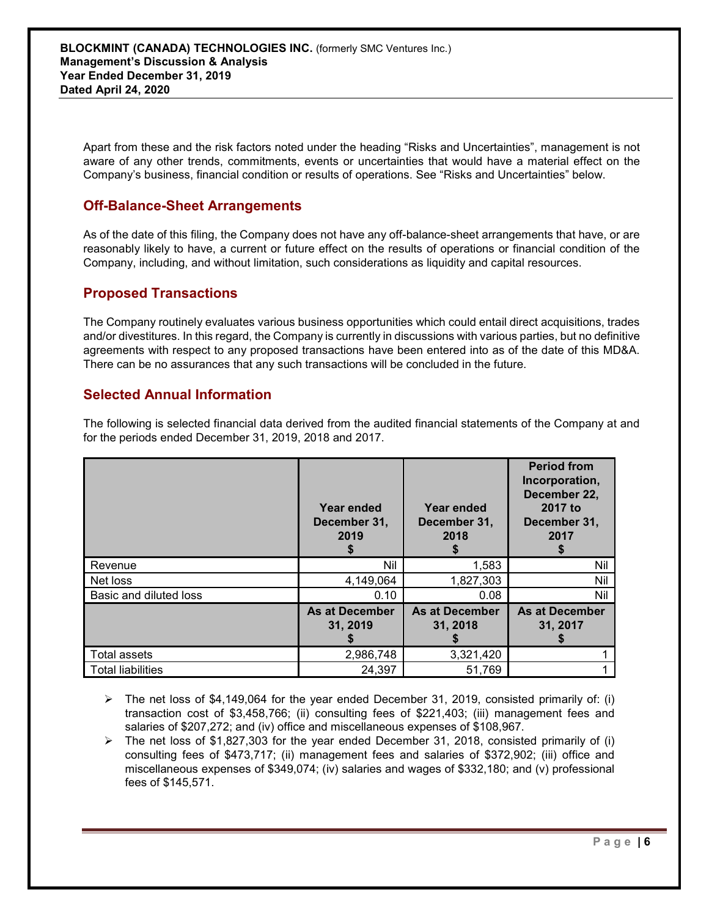Apart from these and the risk factors noted under the heading "Risks and Uncertainties", management is not aware of any other trends, commitments, events or uncertainties that would have a material effect on the Company's business, financial condition or results of operations. See "Risks and Uncertainties" below.

## Off-Balance-Sheet Arrangements

As of the date of this filing, the Company does not have any off-balance-sheet arrangements that have, or are reasonably likely to have, a current or future effect on the results of operations or financial condition of the Company, including, and without limitation, such considerations as liquidity and capital resources.

## Proposed Transactions

The Company routinely evaluates various business opportunities which could entail direct acquisitions, trades and/or divestitures. In this regard, the Company is currently in discussions with various parties, but no definitive agreements with respect to any proposed transactions have been entered into as of the date of this MD&A. There can be no assurances that any such transactions will be concluded in the future.

## Selected Annual Information

The following is selected financial data derived from the audited financial statements of the Company at and for the periods ended December 31, 2019, 2018 and 2017.

| | Year ended December 31, 2019 $ | Year ended December 31, 2018 $ | Period from Incorporation, December 22, 2017 to December 31, 2017 $ |
|---|---|---|---|
| Revenue | Nil | 1,583 | Nil |
| Net loss | 4,149,064 | 1,827,303 | Nil |
| Basic and diluted loss | 0.10 | 0.08 | Nil |
| | **As at December 31, 2019 $** | **As at December 31, 2018 $** | **As at December 31, 2017 $** |
| Total assets | 2,986,748 | 3,321,420 | 1 |
| Total liabilities | 24,397 | 51,769 | 1 |

- The net loss of $4,149,064 for the year ended December 31, 2019, consisted primarily of: (i) transaction cost of $3,458,766; (ii) consulting fees of $221,403; (iii) management fees and salaries of $207,272; and (iv) office and miscellaneous expenses of $108,967.
- The net loss of $1,827,303 for the year ended December 31, 2018, consisted primarily of (i) consulting fees of $473,717; (ii) management fees and salaries of $372,902; (iii) office and miscellaneous expenses of $349,074; (iv) salaries and wages of $332,180; and (v) professional fees of $145,571.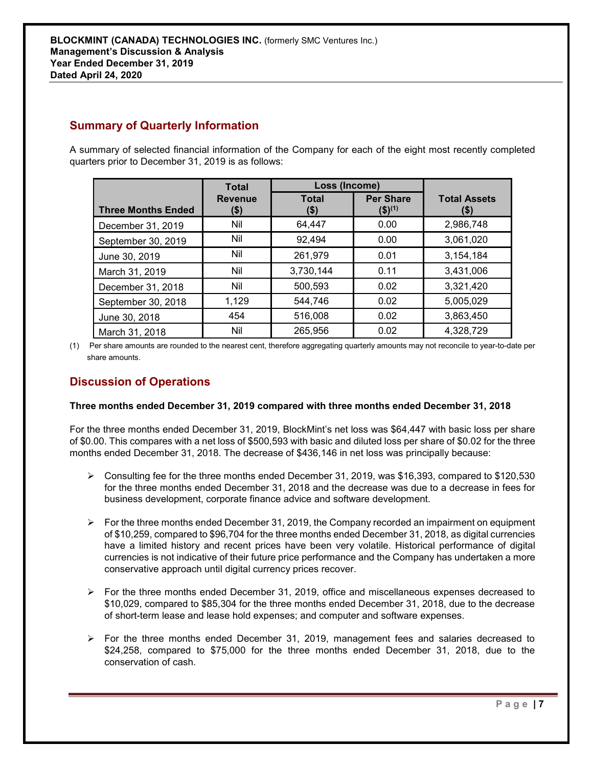## Summary of Quarterly Information

A summary of selected financial information of the Company for each of the eight most recently completed quarters prior to December 31, 2019 is as follows:

| Three Months Ended | Total Revenue ($) | Loss (Income) | | Total Assets ($) |
|---|---|---|---|---|
| | | Total ($) | Per Share ($)(1) | |
| December 31, 2019 | Nil | 64,447 | 0.00 | 2,986,748 |
| September 30, 2019 | Nil | 92,494 | 0.00 | 3,061,020 |
| June 30, 2019 | Nil | 261,979 | 0.01 | 3,154,184 |
| March 31, 2019 | Nil | 3,730,144 | 0.11 | 3,431,006 |
| December 31, 2018 | Nil | 500,593 | 0.02 | 3,321,420 |
| September 30, 2018 | 1,129 | 544,746 | 0.02 | 5,005,029 |
| June 30, 2018 | 454 | 516,008 | 0.02 | 3,863,450 |
| March 31, 2018 | Nil | 265,956 | 0.02 | 4,328,729 |

(1) Per share amounts are rounded to the nearest cent, therefore aggregating quarterly amounts may not reconcile to year-to-date per share amounts.

## Discussion of Operations

**Three months ended December 31, 2019 compared with three months ended December 31, 2018**

For the three months ended December 31, 2019, BlockMint's net loss was $64,447 with basic loss per share of $0.00. This compares with a net loss of $500,593 with basic and diluted loss per share of $0.02 for the three months ended December 31, 2018. The decrease of $436,146 in net loss was principally because:

- Consulting fee for the three months ended December 31, 2019, was $16,393, compared to $120,530 for the three months ended December 31, 2018 and the decrease was due to a decrease in fees for business development, corporate finance advice and software development.

- For the three months ended December 31, 2019, the Company recorded an impairment on equipment of $10,259, compared to $96,704 for the three months ended December 31, 2018, as digital currencies have a limited history and recent prices have been very volatile. Historical performance of digital currencies is not indicative of their future price performance and the Company has undertaken a more conservative approach until digital currency prices recover.

- For the three months ended December 31, 2019, office and miscellaneous expenses decreased to $10,029, compared to $85,304 for the three months ended December 31, 2018, due to the decrease of short-term lease and lease hold expenses; and computer and software expenses.

- For the three months ended December 31, 2019, management fees and salaries decreased to $24,258, compared to $75,000 for the three months ended December 31, 2018, due to the conservation of cash.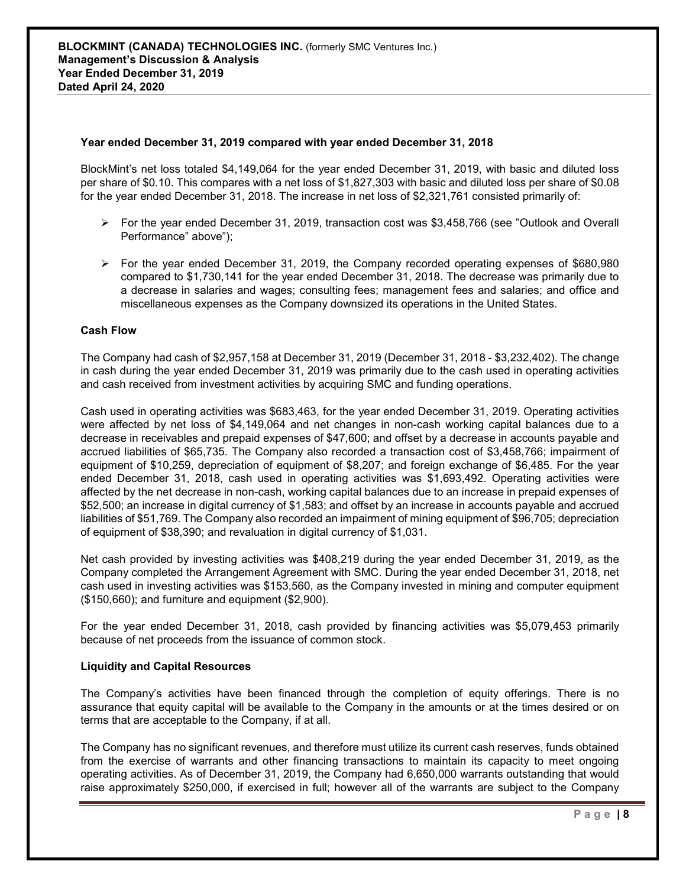### Year ended December 31, 2019 compared with year ended December 31, 2018

BlockMint's net loss totaled $4,149,064 for the year ended December 31, 2019, with basic and diluted loss per share of $0.10. This compares with a net loss of $1,827,303 with basic and diluted loss per share of $0.08 for the year ended December 31, 2018. The increase in net loss of $2,321,761 consisted primarily of:

- For the year ended December 31, 2019, transaction cost was $3,458,766 (see "Outlook and Overall Performance" above");
- For the year ended December 31, 2019, the Company recorded operating expenses of $680,980 compared to $1,730,141 for the year ended December 31, 2018. The decrease was primarily due to a decrease in salaries and wages; consulting fees; management fees and salaries; and office and miscellaneous expenses as the Company downsized its operations in the United States.

### Cash Flow

The Company had cash of $2,957,158 at December 31, 2019 (December 31, 2018 - $3,232,402). The change in cash during the year ended December 31, 2019 was primarily due to the cash used in operating activities and cash received from investment activities by acquiring SMC and funding operations.

Cash used in operating activities was $683,463, for the year ended December 31, 2019. Operating activities were affected by net loss of $4,149,064 and net changes in non-cash working capital balances due to a decrease in receivables and prepaid expenses of $47,600; and offset by a decrease in accounts payable and accrued liabilities of $65,735. The Company also recorded a transaction cost of $3,458,766; impairment of equipment of $10,259, depreciation of equipment of $8,207; and foreign exchange of $6,485. For the year ended December 31, 2018, cash used in operating activities was $1,693,492. Operating activities were affected by the net decrease in non-cash, working capital balances due to an increase in prepaid expenses of $52,500; an increase in digital currency of $1,583; and offset by an increase in accounts payable and accrued liabilities of $51,769. The Company also recorded an impairment of mining equipment of $96,705; depreciation of equipment of $38,390; and revaluation in digital currency of $1,031.

Net cash provided by investing activities was $408,219 during the year ended December 31, 2019, as the Company completed the Arrangement Agreement with SMC. During the year ended December 31, 2018, net cash used in investing activities was $153,560, as the Company invested in mining and computer equipment ($150,660); and furniture and equipment ($2,900).

For the year ended December 31, 2018, cash provided by financing activities was $5,079,453 primarily because of net proceeds from the issuance of common stock.

### Liquidity and Capital Resources

The Company's activities have been financed through the completion of equity offerings. There is no assurance that equity capital will be available to the Company in the amounts or at the times desired or on terms that are acceptable to the Company, if at all.

The Company has no significant revenues, and therefore must utilize its current cash reserves, funds obtained from the exercise of warrants and other financing transactions to maintain its capacity to meet ongoing operating activities. As of December 31, 2019, the Company had 6,650,000 warrants outstanding that would raise approximately $250,000, if exercised in full; however all of the warrants are subject to the Company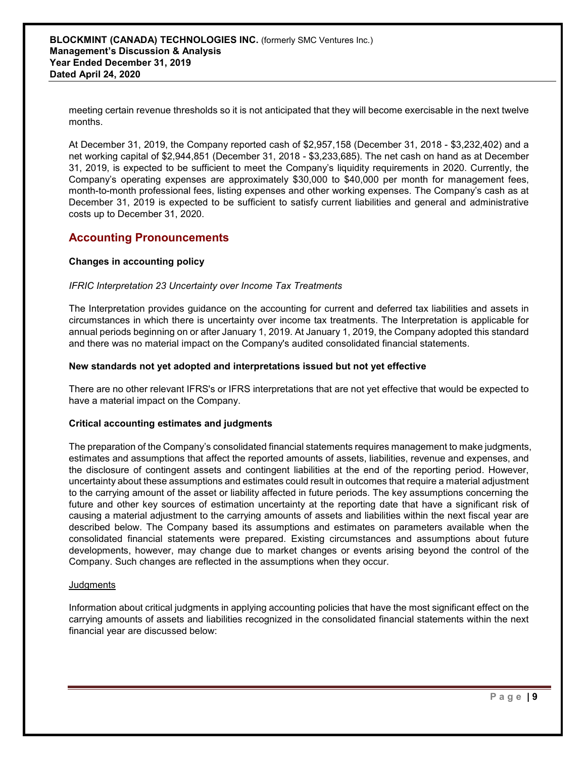meeting certain revenue thresholds so it is not anticipated that they will become exercisable in the next twelve months.

At December 31, 2019, the Company reported cash of $2,957,158 (December 31, 2018 - $3,232,402) and a net working capital of $2,944,851 (December 31, 2018 - $3,233,685). The net cash on hand as at December 31, 2019, is expected to be sufficient to meet the Company's liquidity requirements in 2020. Currently, the Company's operating expenses are approximately $30,000 to $40,000 per month for management fees, month-to-month professional fees, listing expenses and other working expenses. The Company's cash as at December 31, 2019 is expected to be sufficient to satisfy current liabilities and general and administrative costs up to December 31, 2020.

## Accounting Pronouncements

### Changes in accounting policy

*IFRIC Interpretation 23 Uncertainty over Income Tax Treatments*

The Interpretation provides guidance on the accounting for current and deferred tax liabilities and assets in circumstances in which there is uncertainty over income tax treatments. The Interpretation is applicable for annual periods beginning on or after January 1, 2019. At January 1, 2019, the Company adopted this standard and there was no material impact on the Company's audited consolidated financial statements.

### New standards not yet adopted and interpretations issued but not yet effective

There are no other relevant IFRS's or IFRS interpretations that are not yet effective that would be expected to have a material impact on the Company.

### Critical accounting estimates and judgments

The preparation of the Company's consolidated financial statements requires management to make judgments, estimates and assumptions that affect the reported amounts of assets, liabilities, revenue and expenses, and the disclosure of contingent assets and contingent liabilities at the end of the reporting period. However, uncertainty about these assumptions and estimates could result in outcomes that require a material adjustment to the carrying amount of the asset or liability affected in future periods. The key assumptions concerning the future and other key sources of estimation uncertainty at the reporting date that have a significant risk of causing a material adjustment to the carrying amounts of assets and liabilities within the next fiscal year are described below. The Company based its assumptions and estimates on parameters available when the consolidated financial statements were prepared. Existing circumstances and assumptions about future developments, however, may change due to market changes or events arising beyond the control of the Company. Such changes are reflected in the assumptions when they occur.

Judgments

Information about critical judgments in applying accounting policies that have the most significant effect on the carrying amounts of assets and liabilities recognized in the consolidated financial statements within the next financial year are discussed below: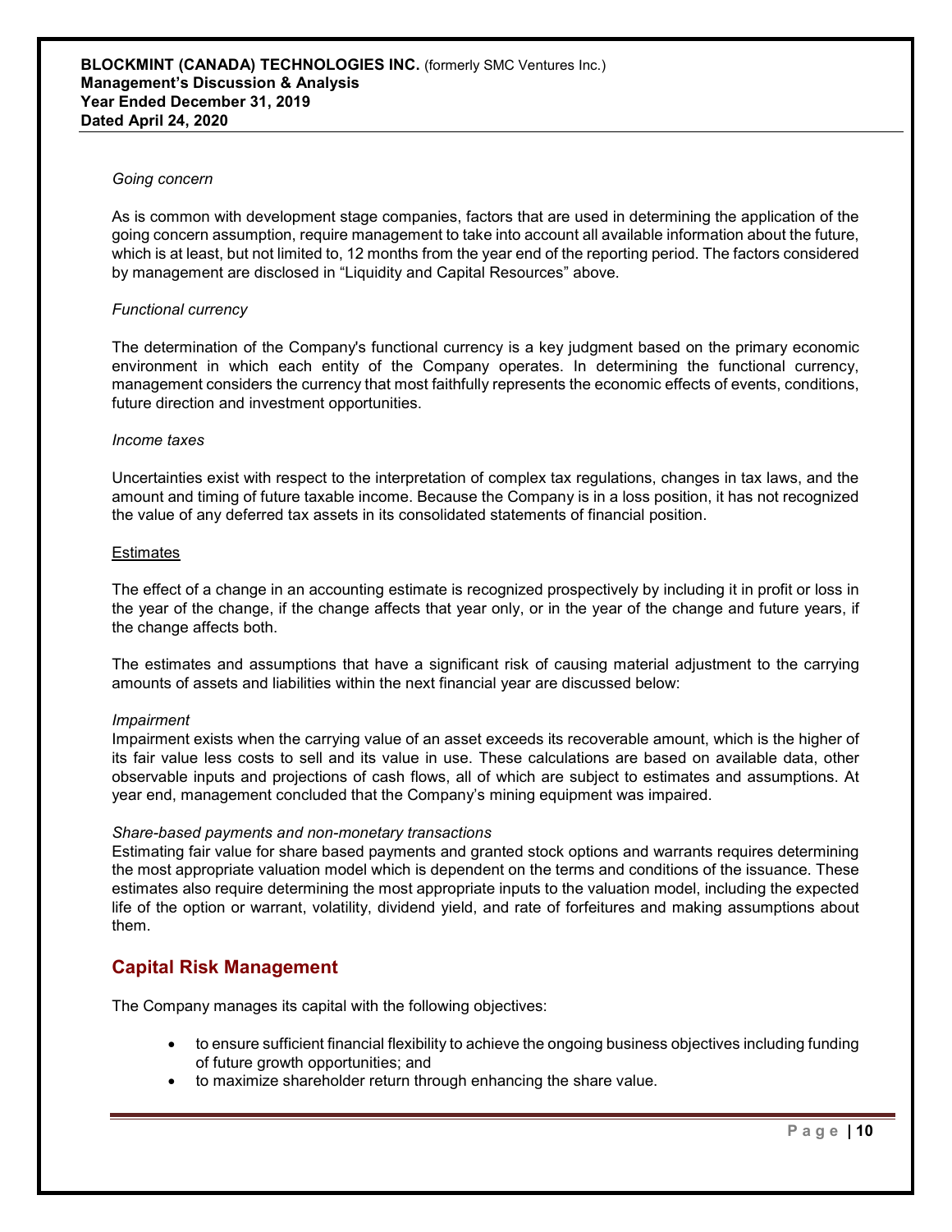*Going concern*

As is common with development stage companies, factors that are used in determining the application of the going concern assumption, require management to take into account all available information about the future, which is at least, but not limited to, 12 months from the year end of the reporting period. The factors considered by management are disclosed in "Liquidity and Capital Resources" above.

*Functional currency*

The determination of the Company's functional currency is a key judgment based on the primary economic environment in which each entity of the Company operates. In determining the functional currency, management considers the currency that most faithfully represents the economic effects of events, conditions, future direction and investment opportunities.

*Income taxes*

Uncertainties exist with respect to the interpretation of complex tax regulations, changes in tax laws, and the amount and timing of future taxable income. Because the Company is in a loss position, it has not recognized the value of any deferred tax assets in its consolidated statements of financial position.

Estimates

The effect of a change in an accounting estimate is recognized prospectively by including it in profit or loss in the year of the change, if the change affects that year only, or in the year of the change and future years, if the change affects both.

The estimates and assumptions that have a significant risk of causing material adjustment to the carrying amounts of assets and liabilities within the next financial year are discussed below:

*Impairment*
Impairment exists when the carrying value of an asset exceeds its recoverable amount, which is the higher of its fair value less costs to sell and its value in use. These calculations are based on available data, other observable inputs and projections of cash flows, all of which are subject to estimates and assumptions. At year end, management concluded that the Company's mining equipment was impaired.

*Share-based payments and non-monetary transactions*
Estimating fair value for share based payments and granted stock options and warrants requires determining the most appropriate valuation model which is dependent on the terms and conditions of the issuance. These estimates also require determining the most appropriate inputs to the valuation model, including the expected life of the option or warrant, volatility, dividend yield, and rate of forfeitures and making assumptions about them.

## Capital Risk Management

The Company manages its capital with the following objectives:

- to ensure sufficient financial flexibility to achieve the ongoing business objectives including funding of future growth opportunities; and
- to maximize shareholder return through enhancing the share value.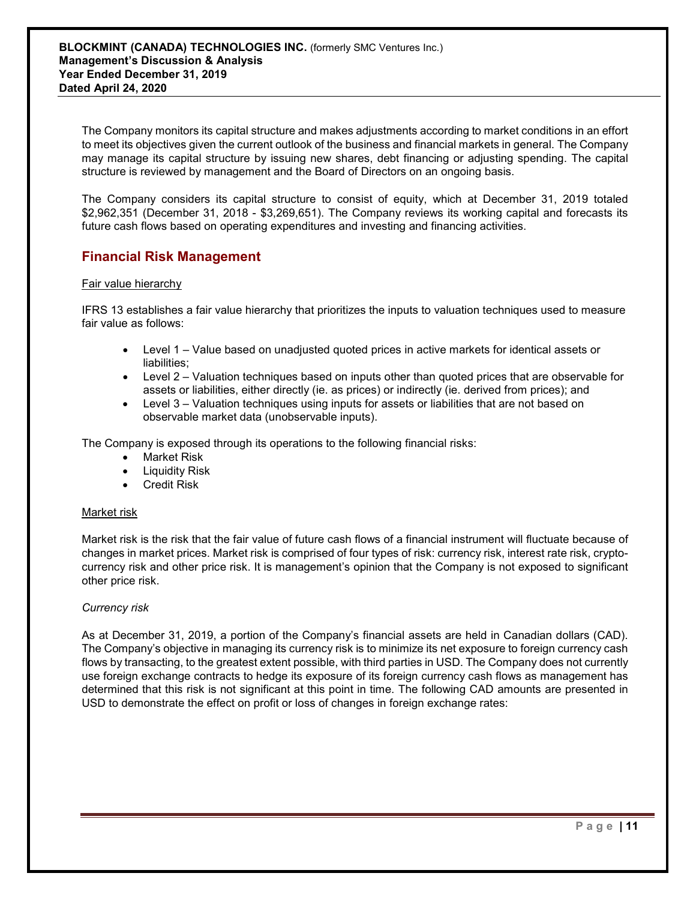The Company monitors its capital structure and makes adjustments according to market conditions in an effort to meet its objectives given the current outlook of the business and financial markets in general. The Company may manage its capital structure by issuing new shares, debt financing or adjusting spending. The capital structure is reviewed by management and the Board of Directors on an ongoing basis.

The Company considers its capital structure to consist of equity, which at December 31, 2019 totaled $2,962,351 (December 31, 2018 - $3,269,651). The Company reviews its working capital and forecasts its future cash flows based on operating expenditures and investing and financing activities.

## Financial Risk Management

Fair value hierarchy

IFRS 13 establishes a fair value hierarchy that prioritizes the inputs to valuation techniques used to measure fair value as follows:

- Level 1 – Value based on unadjusted quoted prices in active markets for identical assets or liabilities;
- Level 2 – Valuation techniques based on inputs other than quoted prices that are observable for assets or liabilities, either directly (ie. as prices) or indirectly (ie. derived from prices); and
- Level 3 – Valuation techniques using inputs for assets or liabilities that are not based on observable market data (unobservable inputs).

The Company is exposed through its operations to the following financial risks:

- Market Risk
- Liquidity Risk
- Credit Risk

Market risk

Market risk is the risk that the fair value of future cash flows of a financial instrument will fluctuate because of changes in market prices. Market risk is comprised of four types of risk: currency risk, interest rate risk, crypto-currency risk and other price risk. It is management's opinion that the Company is not exposed to significant other price risk.

*Currency risk*

As at December 31, 2019, a portion of the Company's financial assets are held in Canadian dollars (CAD). The Company's objective in managing its currency risk is to minimize its net exposure to foreign currency cash flows by transacting, to the greatest extent possible, with third parties in USD. The Company does not currently use foreign exchange contracts to hedge its exposure of its foreign currency cash flows as management has determined that this risk is not significant at this point in time. The following CAD amounts are presented in USD to demonstrate the effect on profit or loss of changes in foreign exchange rates: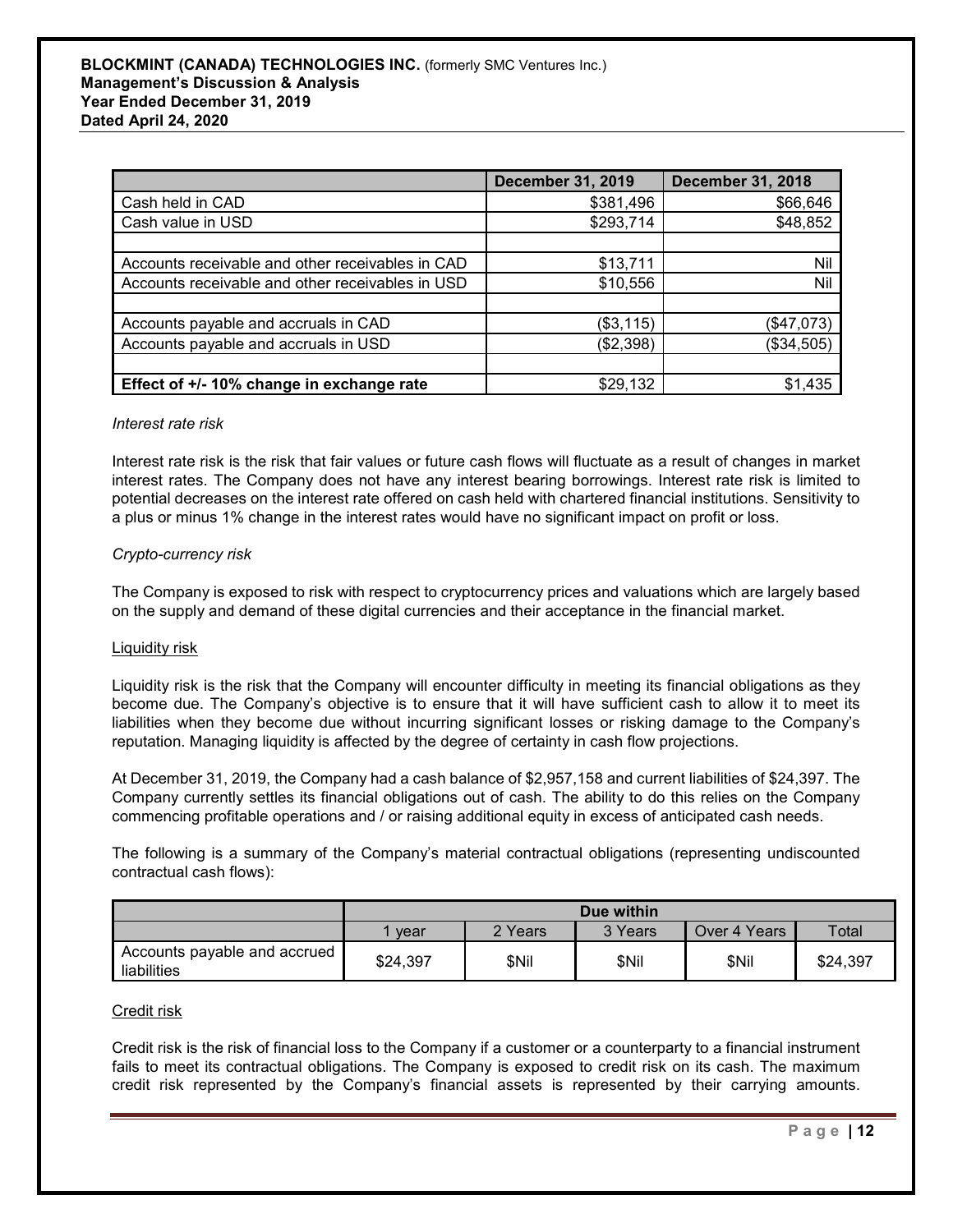| | December 31, 2019 | December 31, 2018 |
|---|---|---|
| Cash held in CAD | $381,496 | $66,646 |
| Cash value in USD | $293,714 | $48,852 |
| | | |
| Accounts receivable and other receivables in CAD | $13,711 | Nil |
| Accounts receivable and other receivables in USD | $10,556 | Nil |
| | | |
| Accounts payable and accruals in CAD | ($3,115) | ($47,073) |
| Accounts payable and accruals in USD | ($2,398) | ($34,505) |
| | | |
| **Effect of +/- 10% change in exchange rate** | $29,132 | $1,435 |

*Interest rate risk*

Interest rate risk is the risk that fair values or future cash flows will fluctuate as a result of changes in market interest rates. The Company does not have any interest bearing borrowings. Interest rate risk is limited to potential decreases on the interest rate offered on cash held with chartered financial institutions. Sensitivity to a plus or minus 1% change in the interest rates would have no significant impact on profit or loss.

*Crypto-currency risk*

The Company is exposed to risk with respect to cryptocurrency prices and valuations which are largely based on the supply and demand of these digital currencies and their acceptance in the financial market.

Liquidity risk

Liquidity risk is the risk that the Company will encounter difficulty in meeting its financial obligations as they become due. The Company's objective is to ensure that it will have sufficient cash to allow it to meet its liabilities when they become due without incurring significant losses or risking damage to the Company's reputation. Managing liquidity is affected by the degree of certainty in cash flow projections.

At December 31, 2019, the Company had a cash balance of $2,957,158 and current liabilities of $24,397. The Company currently settles its financial obligations out of cash. The ability to do this relies on the Company commencing profitable operations and / or raising additional equity in excess of anticipated cash needs.

The following is a summary of the Company's material contractual obligations (representing undiscounted contractual cash flows):

| | Due within | | | | |
|---|---|---|---|---|---|
| | 1 year | 2 Years | 3 Years | Over 4 Years | Total |
| Accounts payable and accrued liabilities | $24,397 | $Nil | $Nil | $Nil | $24,397 |

Credit risk

Credit risk is the risk of financial loss to the Company if a customer or a counterparty to a financial instrument fails to meet its contractual obligations. The Company is exposed to credit risk on its cash. The maximum credit risk represented by the Company's financial assets is represented by their carrying amounts.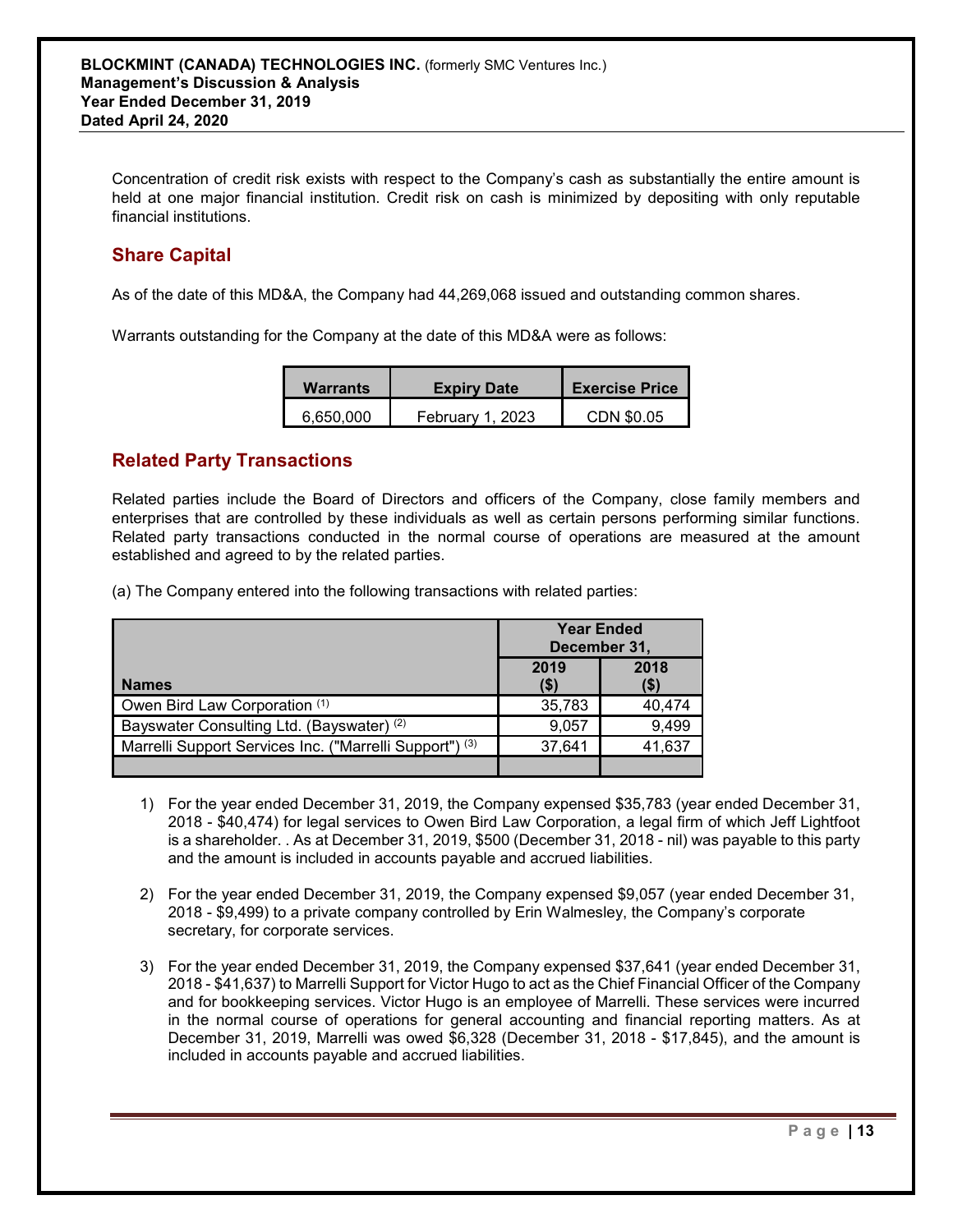Concentration of credit risk exists with respect to the Company's cash as substantially the entire amount is held at one major financial institution. Credit risk on cash is minimized by depositing with only reputable financial institutions.

## Share Capital

As of the date of this MD&A, the Company had 44,269,068 issued and outstanding common shares.

Warrants outstanding for the Company at the date of this MD&A were as follows:

| Warrants | Expiry Date | Exercise Price |
|---|---|---|
| 6,650,000 | February 1, 2023 | CDN $0.05 |

## Related Party Transactions

Related parties include the Board of Directors and officers of the Company, close family members and enterprises that are controlled by these individuals as well as certain persons performing similar functions. Related party transactions conducted in the normal course of operations are measured at the amount established and agreed to by the related parties.

(a) The Company entered into the following transactions with related parties:

| | Year Ended December 31, | |
|---|---|---|
| **Names** | **2019 ($)** | **2018 ($)** |
| Owen Bird Law Corporation (1) | 35,783 | 40,474 |
| Bayswater Consulting Ltd. (Bayswater) (2) | 9,057 | 9,499 |
| Marrelli Support Services Inc. ("Marrelli Support") (3) | 37,641 | 41,637 |
| | | |

1) For the year ended December 31, 2019, the Company expensed $35,783 (year ended December 31, 2018 - $40,474) for legal services to Owen Bird Law Corporation, a legal firm of which Jeff Lightfoot is a shareholder. . As at December 31, 2019, $500 (December 31, 2018 - nil) was payable to this party and the amount is included in accounts payable and accrued liabilities.

2) For the year ended December 31, 2019, the Company expensed $9,057 (year ended December 31, 2018 - $9,499) to a private company controlled by Erin Walmesley, the Company's corporate secretary, for corporate services.

3) For the year ended December 31, 2019, the Company expensed $37,641 (year ended December 31, 2018 - $41,637) to Marrelli Support for Victor Hugo to act as the Chief Financial Officer of the Company and for bookkeeping services. Victor Hugo is an employee of Marrelli. These services were incurred in the normal course of operations for general accounting and financial reporting matters. As at December 31, 2019, Marrelli was owed $6,328 (December 31, 2018 - $17,845), and the amount is included in accounts payable and accrued liabilities.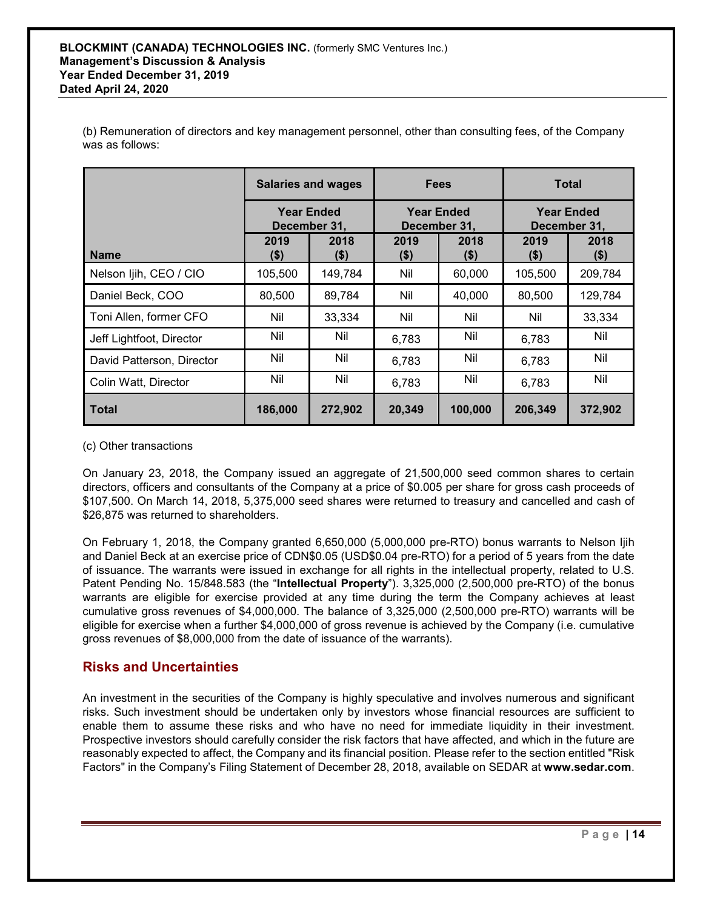(b) Remuneration of directors and key management personnel, other than consulting fees, of the Company was as follows:

| | Salaries and wages | | Fees | | Total | |
|---|---|---|---|---|---|---|
| | Year Ended December 31, | | Year Ended December 31, | | Year Ended December 31, | |
| **Name** | **2019 ($)** | **2018 ($)** | **2019 ($)** | **2018 ($)** | **2019 ($)** | **2018 ($)** |
| Nelson Ijih, CEO / CIO | 105,500 | 149,784 | Nil | 60,000 | 105,500 | 209,784 |
| Daniel Beck, COO | 80,500 | 89,784 | Nil | 40,000 | 80,500 | 129,784 |
| Toni Allen, former CFO | Nil | 33,334 | Nil | Nil | Nil | 33,334 |
| Jeff Lightfoot, Director | Nil | Nil | 6,783 | Nil | 6,783 | Nil |
| David Patterson, Director | Nil | Nil | 6,783 | Nil | 6,783 | Nil |
| Colin Watt, Director | Nil | Nil | 6,783 | Nil | 6,783 | Nil |
| **Total** | **186,000** | **272,902** | **20,349** | **100,000** | **206,349** | **372,902** |

(c) Other transactions

On January 23, 2018, the Company issued an aggregate of 21,500,000 seed common shares to certain directors, officers and consultants of the Company at a price of $0.005 per share for gross cash proceeds of $107,500. On March 14, 2018, 5,375,000 seed shares were returned to treasury and cancelled and cash of $26,875 was returned to shareholders.

On February 1, 2018, the Company granted 6,650,000 (5,000,000 pre-RTO) bonus warrants to Nelson Ijih and Daniel Beck at an exercise price of CDN$0.05 (USD$0.04 pre-RTO) for a period of 5 years from the date of issuance. The warrants were issued in exchange for all rights in the intellectual property, related to U.S. Patent Pending No. 15/848.583 (the "**Intellectual Property**"). 3,325,000 (2,500,000 pre-RTO) of the bonus warrants are eligible for exercise provided at any time during the term the Company achieves at least cumulative gross revenues of $4,000,000. The balance of 3,325,000 (2,500,000 pre-RTO) warrants will be eligible for exercise when a further $4,000,000 of gross revenue is achieved by the Company (i.e. cumulative gross revenues of $8,000,000 from the date of issuance of the warrants).

## Risks and Uncertainties

An investment in the securities of the Company is highly speculative and involves numerous and significant risks. Such investment should be undertaken only by investors whose financial resources are sufficient to enable them to assume these risks and who have no need for immediate liquidity in their investment. Prospective investors should carefully consider the risk factors that have affected, and which in the future are reasonably expected to affect, the Company and its financial position. Please refer to the section entitled "Risk Factors" in the Company's Filing Statement of December 28, 2018, available on SEDAR at **www.sedar.com**.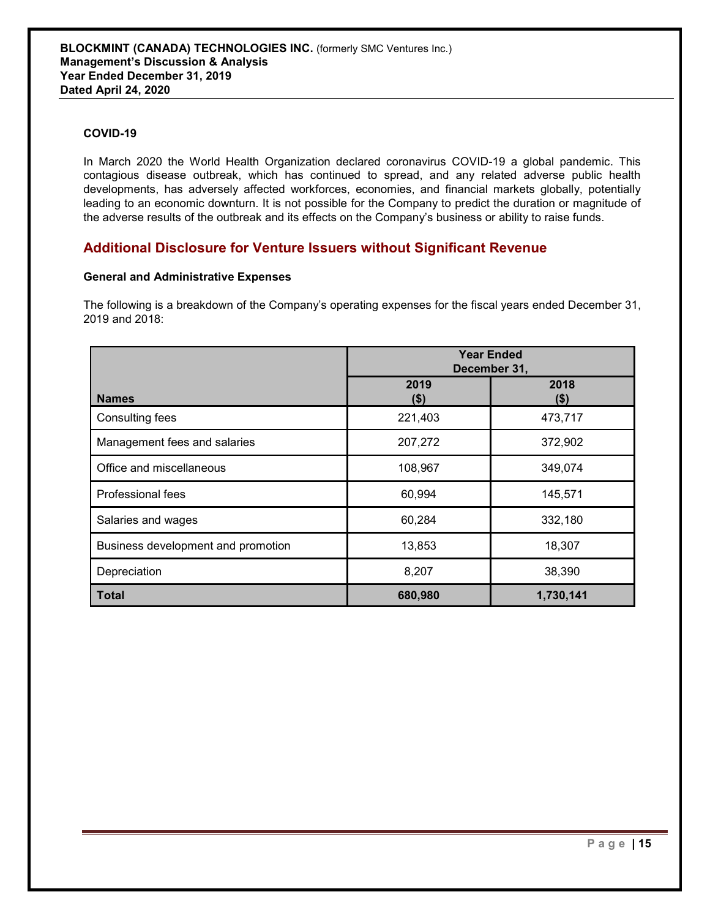### COVID-19

In March 2020 the World Health Organization declared coronavirus COVID-19 a global pandemic. This contagious disease outbreak, which has continued to spread, and any related adverse public health developments, has adversely affected workforces, economies, and financial markets globally, potentially leading to an economic downturn. It is not possible for the Company to predict the duration or magnitude of the adverse results of the outbreak and its effects on the Company's business or ability to raise funds.

## Additional Disclosure for Venture Issuers without Significant Revenue

### General and Administrative Expenses

The following is a breakdown of the Company's operating expenses for the fiscal years ended December 31, 2019 and 2018:

| | Year Ended December 31, | |
|---|---|---|
| **Names** | **2019 ($)** | **2018 ($)** |
| Consulting fees | 221,403 | 473,717 |
| Management fees and salaries | 207,272 | 372,902 |
| Office and miscellaneous | 108,967 | 349,074 |
| Professional fees | 60,994 | 145,571 |
| Salaries and wages | 60,284 | 332,180 |
| Business development and promotion | 13,853 | 18,307 |
| Depreciation | 8,207 | 38,390 |
| **Total** | **680,980** | **1,730,141** |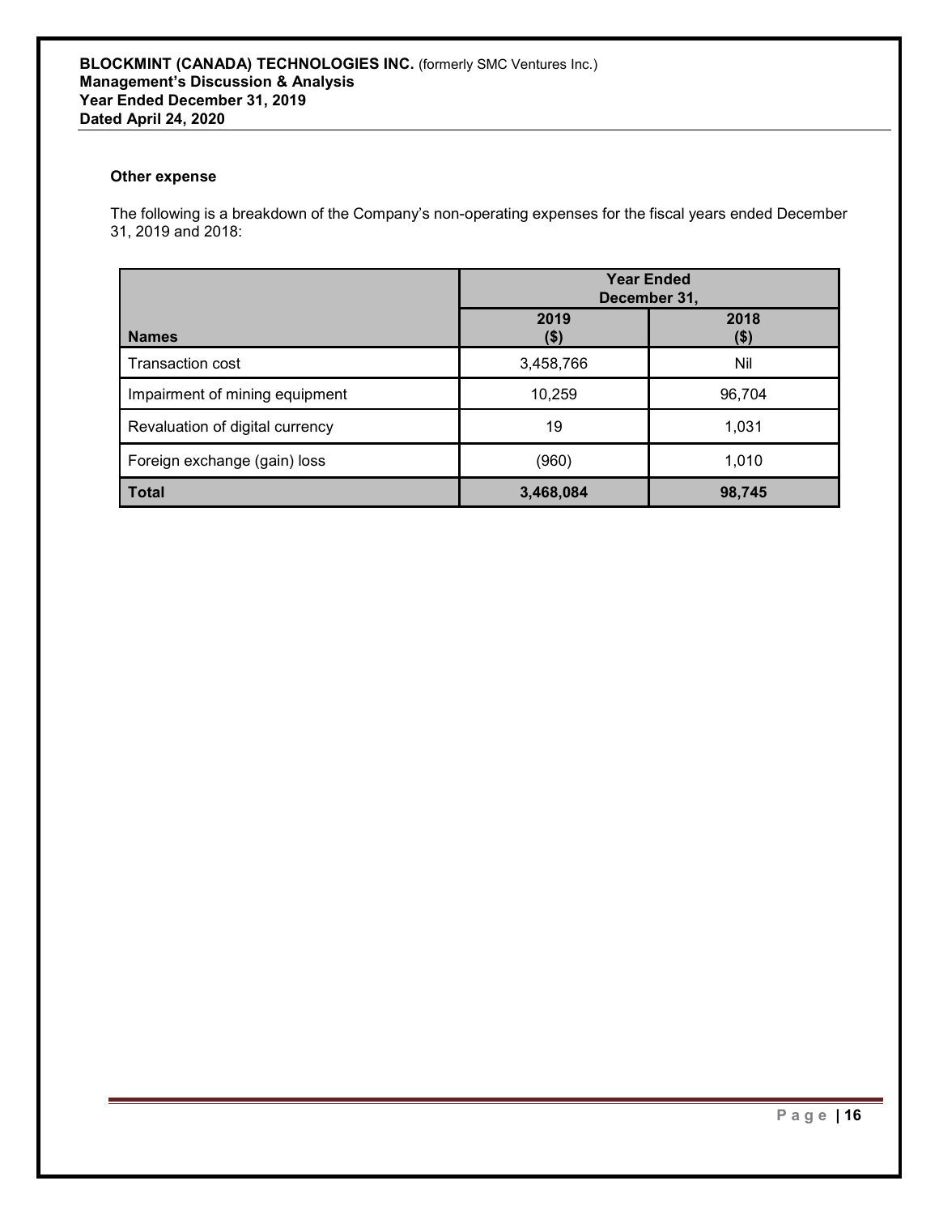### Other expense

The following is a breakdown of the Company's non-operating expenses for the fiscal years ended December 31, 2019 and 2018:

| Names | Year Ended December 31, | |
|---|---|---|
| | 2019 ($) | 2018 ($) |
| Transaction cost | 3,458,766 | Nil |
| Impairment of mining equipment | 10,259 | 96,704 |
| Revaluation of digital currency | 19 | 1,031 |
| Foreign exchange (gain) loss | (960) | 1,010 |
| **Total** | **3,468,084** | **98,745** |